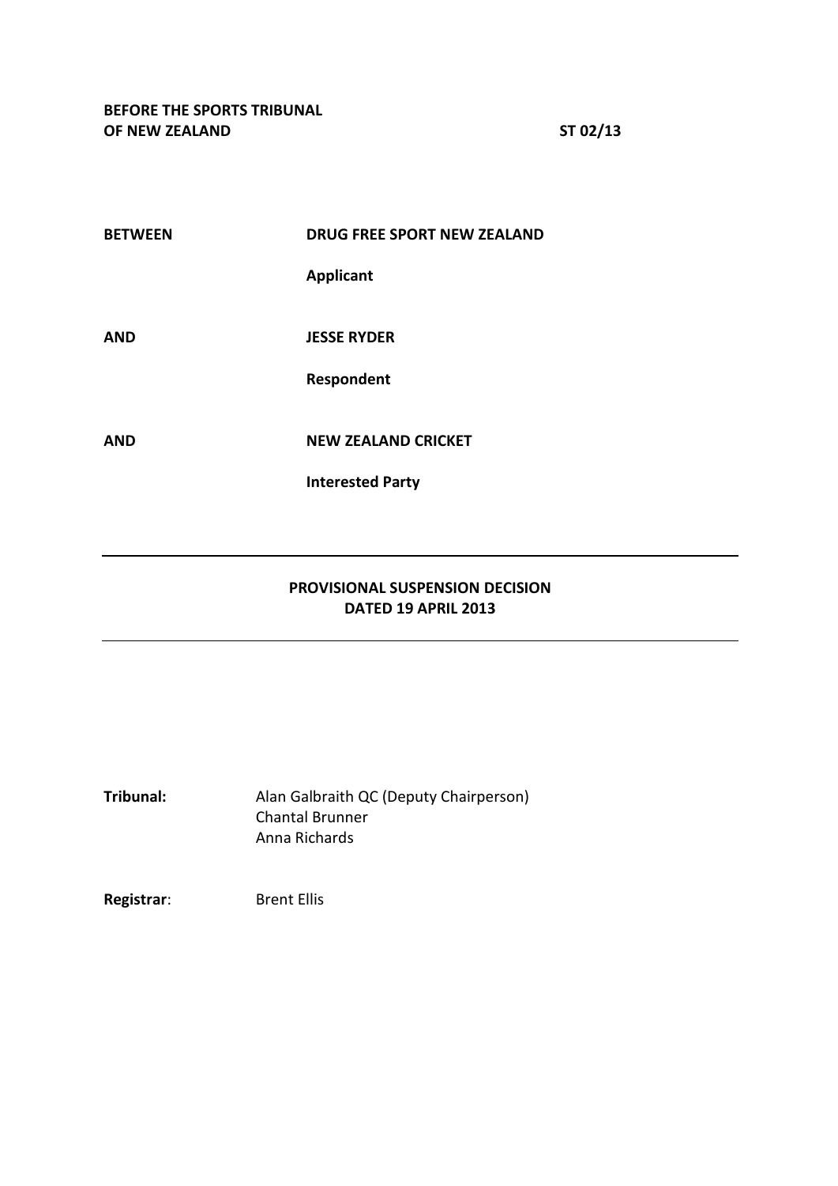**BEFORE THE SPORTS TRIBUNAL OF NEW ZEALAND** **ST 02/13**

| | |
|---|---|
| **BETWEEN** | **DRUG FREE SPORT NEW ZEALAND** |
| | **Applicant** |
| **AND** | **JESSE RYDER** |
| | **Respondent** |
| **AND** | **NEW ZEALAND CRICKET** |
| | **Interested Party** |

---

## PROVISIONAL SUSPENSION DECISION
## DATED 19 APRIL 2013

---

**Tribunal:** Alan Galbraith QC (Deputy Chairperson)
Chantal Brunner
Anna Richards

**Registrar**: Brent Ellis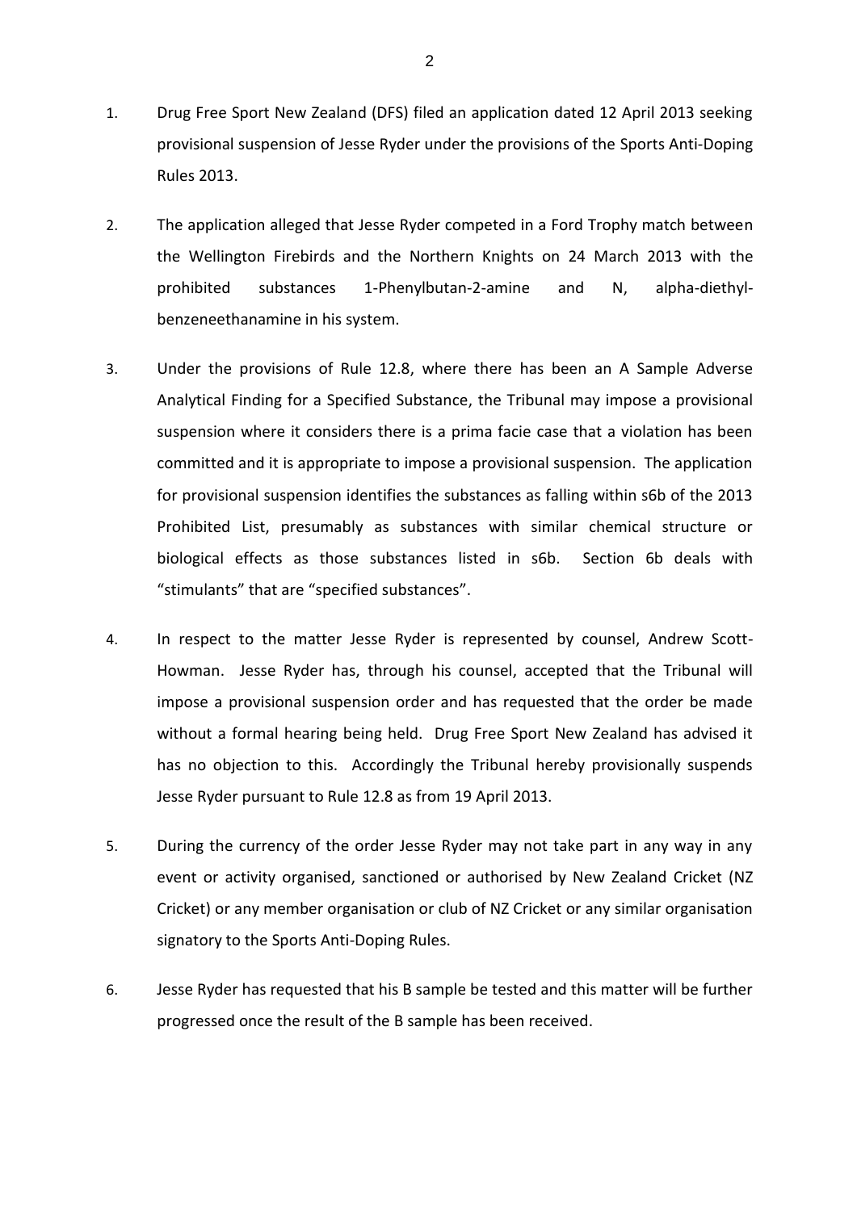1. Drug Free Sport New Zealand (DFS) filed an application dated 12 April 2013 seeking provisional suspension of Jesse Ryder under the provisions of the Sports Anti-Doping Rules 2013.

2. The application alleged that Jesse Ryder competed in a Ford Trophy match between the Wellington Firebirds and the Northern Knights on 24 March 2013 with the prohibited substances 1-Phenylbutan-2-amine and N, alpha-diethyl-benzeneethanamine in his system.

3. Under the provisions of Rule 12.8, where there has been an A Sample Adverse Analytical Finding for a Specified Substance, the Tribunal may impose a provisional suspension where it considers there is a prima facie case that a violation has been committed and it is appropriate to impose a provisional suspension. The application for provisional suspension identifies the substances as falling within s6b of the 2013 Prohibited List, presumably as substances with similar chemical structure or biological effects as those substances listed in s6b. Section 6b deals with "stimulants" that are "specified substances".

4. In respect to the matter Jesse Ryder is represented by counsel, Andrew Scott-Howman. Jesse Ryder has, through his counsel, accepted that the Tribunal will impose a provisional suspension order and has requested that the order be made without a formal hearing being held. Drug Free Sport New Zealand has advised it has no objection to this. Accordingly the Tribunal hereby provisionally suspends Jesse Ryder pursuant to Rule 12.8 as from 19 April 2013.

5. During the currency of the order Jesse Ryder may not take part in any way in any event or activity organised, sanctioned or authorised by New Zealand Cricket (NZ Cricket) or any member organisation or club of NZ Cricket or any similar organisation signatory to the Sports Anti-Doping Rules.

6. Jesse Ryder has requested that his B sample be tested and this matter will be further progressed once the result of the B sample has been received.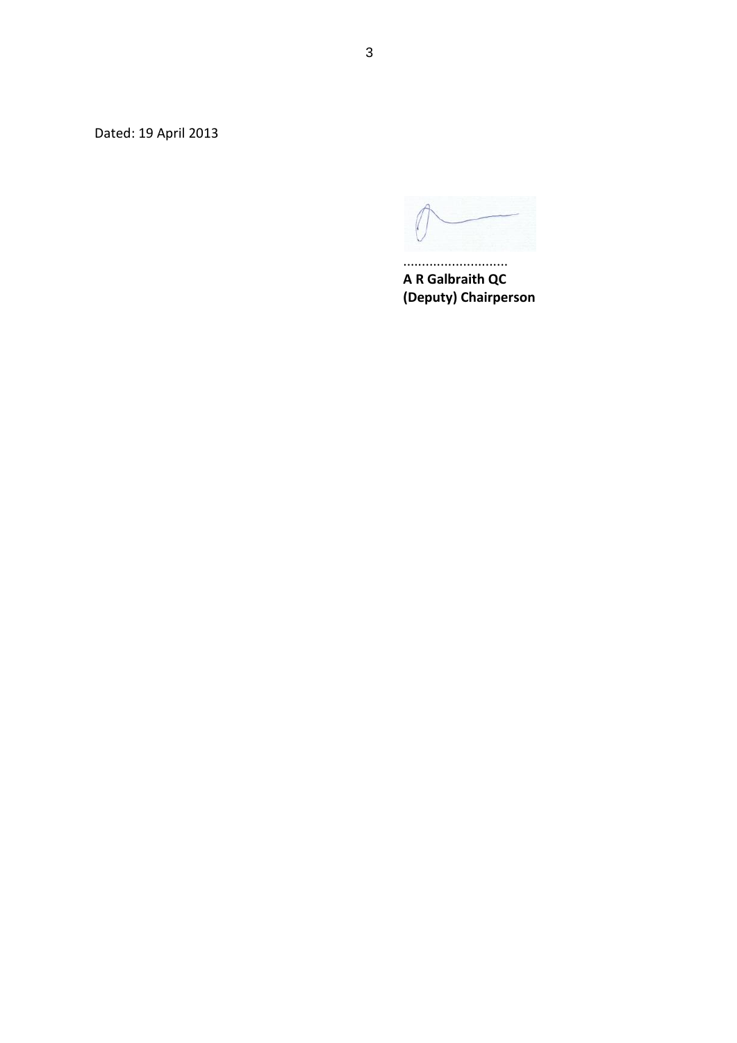Dated: 19 April 2013

...........................
**A R Galbraith QC**
**(Deputy) Chairperson**